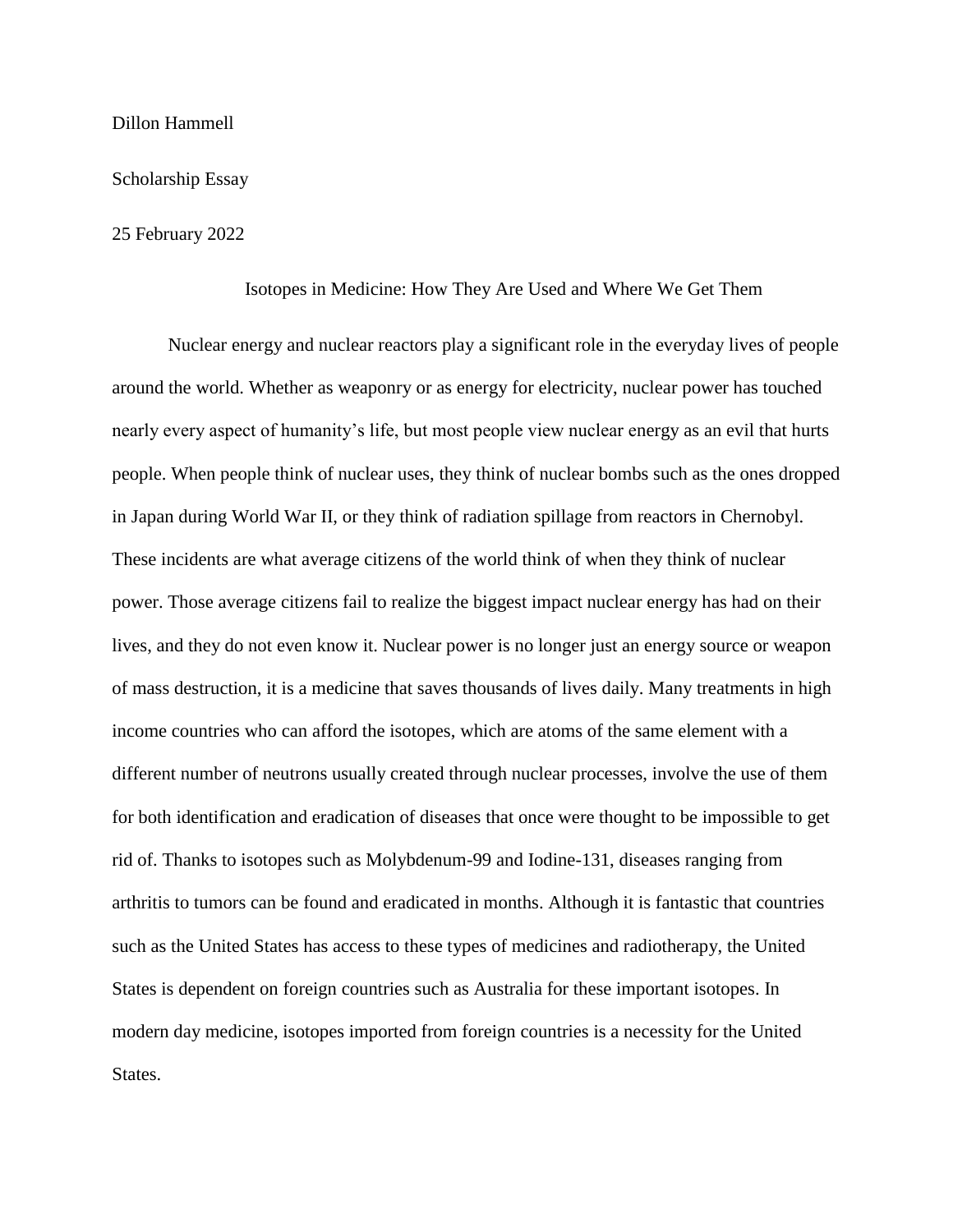Dillon Hammell

Scholarship Essay

25 February 2022

# Isotopes in Medicine: How They Are Used and Where We Get Them

Nuclear energy and nuclear reactors play a significant role in the everyday lives of people around the world. Whether as weaponry or as energy for electricity, nuclear power has touched nearly every aspect of humanity's life, but most people view nuclear energy as an evil that hurts people. When people think of nuclear uses, they think of nuclear bombs such as the ones dropped in Japan during World War II, or they think of radiation spillage from reactors in Chernobyl. These incidents are what average citizens of the world think of when they think of nuclear power. Those average citizens fail to realize the biggest impact nuclear energy has had on their lives, and they do not even know it. Nuclear power is no longer just an energy source or weapon of mass destruction, it is a medicine that saves thousands of lives daily. Many treatments in high income countries who can afford the isotopes, which are atoms of the same element with a different number of neutrons usually created through nuclear processes, involve the use of them for both identification and eradication of diseases that once were thought to be impossible to get rid of. Thanks to isotopes such as Molybdenum-99 and Iodine-131, diseases ranging from arthritis to tumors can be found and eradicated in months. Although it is fantastic that countries such as the United States has access to these types of medicines and radiotherapy, the United States is dependent on foreign countries such as Australia for these important isotopes. In modern day medicine, isotopes imported from foreign countries is a necessity for the United States.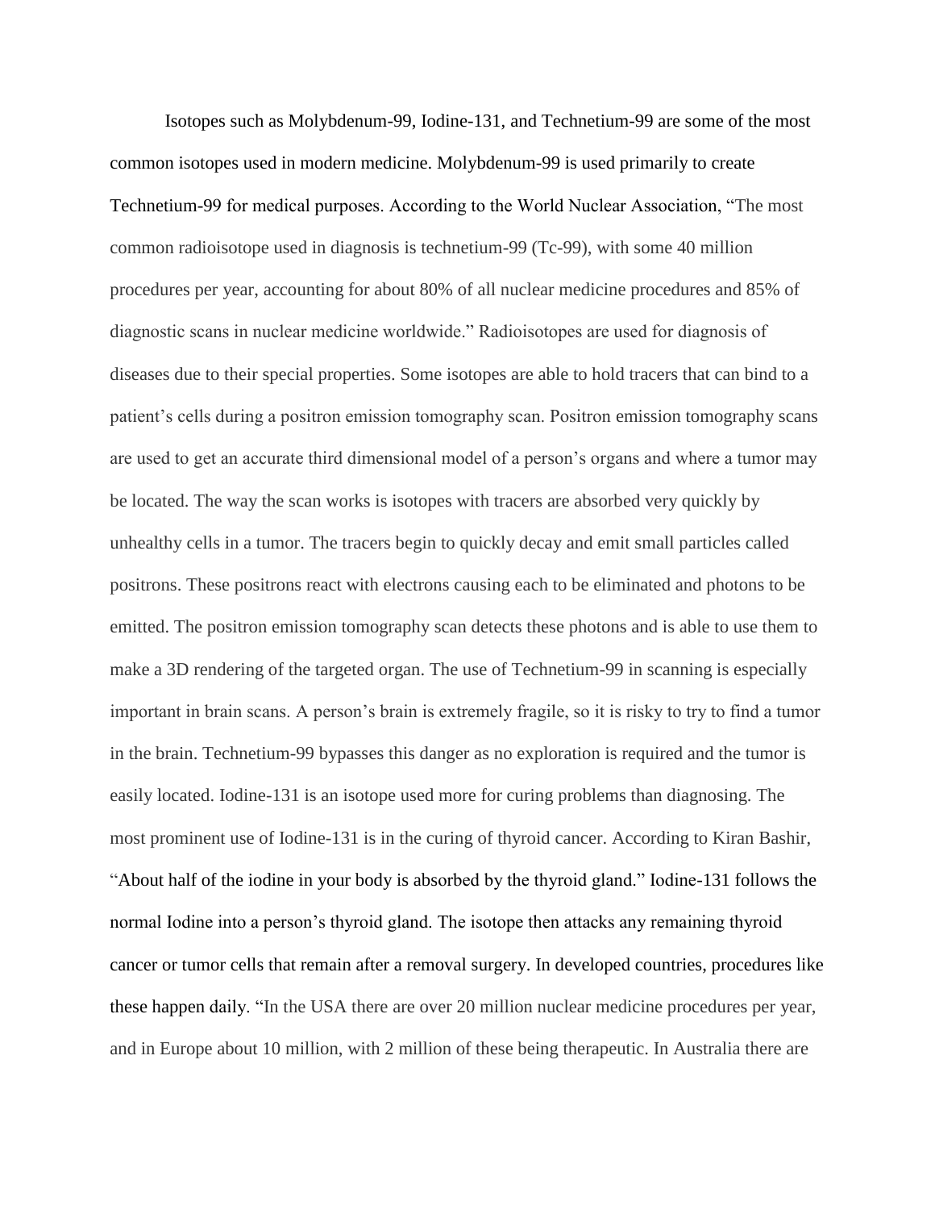Isotopes such as Molybdenum-99, Iodine-131, and Technetium-99 are some of the most common isotopes used in modern medicine. Molybdenum-99 is used primarily to create Technetium-99 for medical purposes. According to the World Nuclear Association, "The most common radioisotope used in diagnosis is technetium-99 (Tc-99), with some 40 million procedures per year, accounting for about 80% of all nuclear medicine procedures and 85% of diagnostic scans in nuclear medicine worldwide." Radioisotopes are used for diagnosis of diseases due to their special properties. Some isotopes are able to hold tracers that can bind to a patient's cells during a positron emission tomography scan. Positron emission tomography scans are used to get an accurate third dimensional model of a person's organs and where a tumor may be located. The way the scan works is isotopes with tracers are absorbed very quickly by unhealthy cells in a tumor. The tracers begin to quickly decay and emit small particles called positrons. These positrons react with electrons causing each to be eliminated and photons to be emitted. The positron emission tomography scan detects these photons and is able to use them to make a 3D rendering of the targeted organ. The use of Technetium-99 in scanning is especially important in brain scans. A person's brain is extremely fragile, so it is risky to try to find a tumor in the brain. Technetium-99 bypasses this danger as no exploration is required and the tumor is easily located. Iodine-131 is an isotope used more for curing problems than diagnosing. The most prominent use of Iodine-131 is in the curing of thyroid cancer. According to Kiran Bashir, "About half of the iodine in your body is absorbed by the thyroid gland." Iodine-131 follows the normal Iodine into a person's thyroid gland. The isotope then attacks any remaining thyroid cancer or tumor cells that remain after a removal surgery. In developed countries, procedures like these happen daily. "In the USA there are over 20 million nuclear medicine procedures per year, and in Europe about 10 million, with 2 million of these being therapeutic. In Australia there are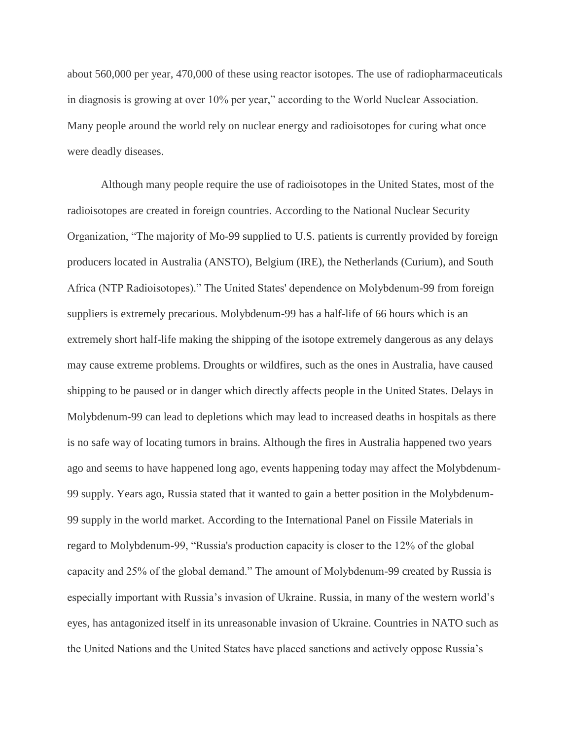about 560,000 per year, 470,000 of these using reactor isotopes. The use of radiopharmaceuticals in diagnosis is growing at over 10% per year," according to the World Nuclear Association. Many people around the world rely on nuclear energy and radioisotopes for curing what once were deadly diseases.

Although many people require the use of radioisotopes in the United States, most of the radioisotopes are created in foreign countries. According to the National Nuclear Security Organization, "The majority of Mo-99 supplied to U.S. patients is currently provided by foreign producers located in Australia (ANSTO), Belgium (IRE), the Netherlands (Curium), and South Africa (NTP Radioisotopes)." The United States' dependence on Molybdenum-99 from foreign suppliers is extremely precarious. Molybdenum-99 has a half-life of 66 hours which is an extremely short half-life making the shipping of the isotope extremely dangerous as any delays may cause extreme problems. Droughts or wildfires, such as the ones in Australia, have caused shipping to be paused or in danger which directly affects people in the United States. Delays in Molybdenum-99 can lead to depletions which may lead to increased deaths in hospitals as there is no safe way of locating tumors in brains. Although the fires in Australia happened two years ago and seems to have happened long ago, events happening today may affect the Molybdenum-99 supply. Years ago, Russia stated that it wanted to gain a better position in the Molybdenum-99 supply in the world market. According to the International Panel on Fissile Materials in regard to Molybdenum-99, "Russia's production capacity is closer to the 12% of the global capacity and 25% of the global demand." The amount of Molybdenum-99 created by Russia is especially important with Russia's invasion of Ukraine. Russia, in many of the western world's eyes, has antagonized itself in its unreasonable invasion of Ukraine. Countries in NATO such as the United Nations and the United States have placed sanctions and actively oppose Russia's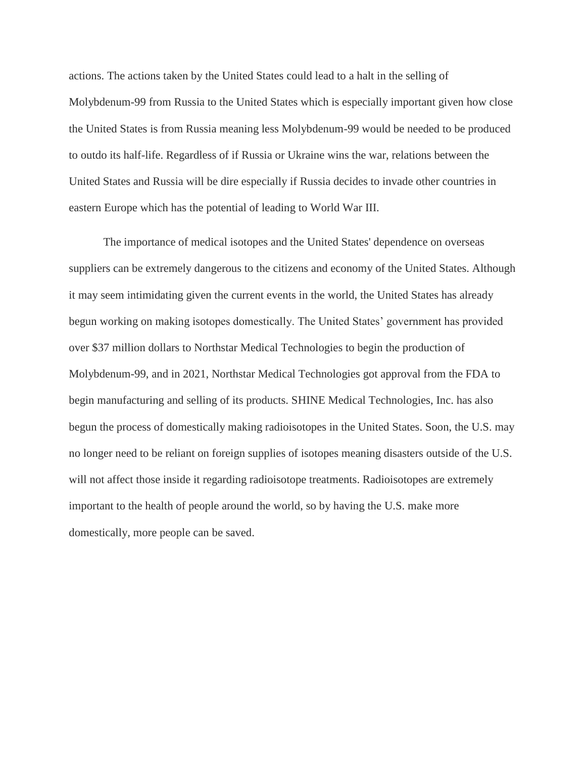actions. The actions taken by the United States could lead to a halt in the selling of Molybdenum-99 from Russia to the United States which is especially important given how close the United States is from Russia meaning less Molybdenum-99 would be needed to be produced to outdo its half-life. Regardless of if Russia or Ukraine wins the war, relations between the United States and Russia will be dire especially if Russia decides to invade other countries in eastern Europe which has the potential of leading to World War III.

The importance of medical isotopes and the United States' dependence on overseas suppliers can be extremely dangerous to the citizens and economy of the United States. Although it may seem intimidating given the current events in the world, the United States has already begun working on making isotopes domestically. The United States' government has provided over $37 million dollars to Northstar Medical Technologies to begin the production of Molybdenum-99, and in 2021, Northstar Medical Technologies got approval from the FDA to begin manufacturing and selling of its products. SHINE Medical Technologies, Inc. has also begun the process of domestically making radioisotopes in the United States. Soon, the U.S. may no longer need to be reliant on foreign supplies of isotopes meaning disasters outside of the U.S. will not affect those inside it regarding radioisotope treatments. Radioisotopes are extremely important to the health of people around the world, so by having the U.S. make more domestically, more people can be saved.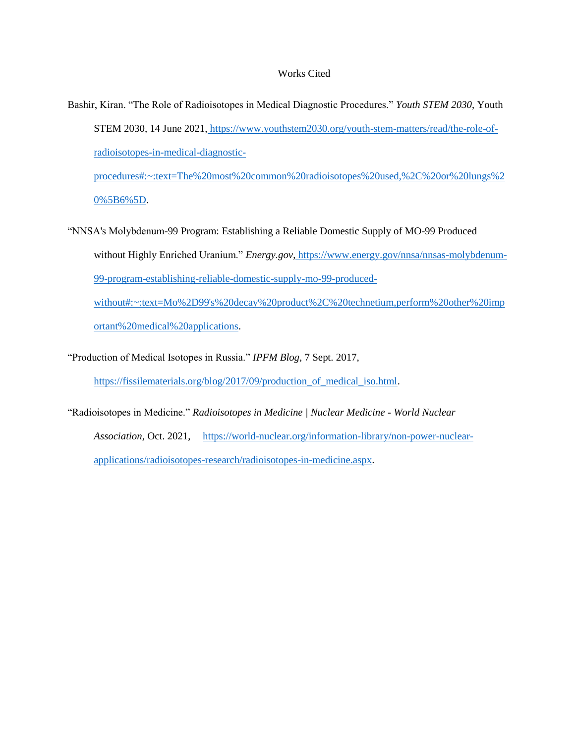# Works Cited

Bashir, Kiran. "The Role of Radioisotopes in Medical Diagnostic Procedures." *Youth STEM 2030*, Youth STEM 2030, 14 June 2021, https://www.youthstem2030.org/youth-stem-matters/read/the-role-of-radioisotopes-in-medical-diagnostic-procedures#:~:text=The%20most%20common%20radioisotopes%20used,%2C%20or%20lungs%20%5B6%5D.

"NNSA's Molybdenum-99 Program: Establishing a Reliable Domestic Supply of MO-99 Produced without Highly Enriched Uranium." *Energy.gov*, https://www.energy.gov/nnsa/nnsas-molybdenum-99-program-establishing-reliable-domestic-supply-mo-99-produced-without#:~:text=Mo%2D99's%20decay%20product%2C%20technetium,perform%20other%20important%20medical%20applications.

"Production of Medical Isotopes in Russia." *IPFM Blog*, 7 Sept. 2017, https://fissilematerials.org/blog/2017/09/production_of_medical_iso.html.

"Radioisotopes in Medicine." *Radioisotopes in Medicine | Nuclear Medicine - World Nuclear Association*, Oct. 2021, https://world-nuclear.org/information-library/non-power-nuclear-applications/radioisotopes-research/radioisotopes-in-medicine.aspx.